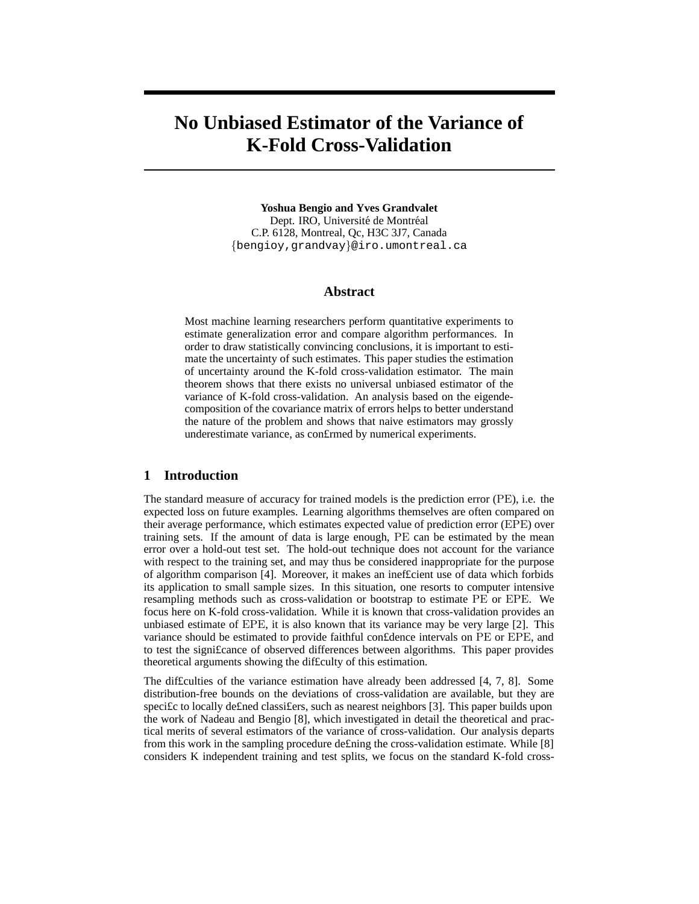# No Unbiased Estimator of the Variance of K-Fold Cross-Validation

**Yoshua Bengio and Yves Grandvalet**
Dept. IRO, Université de Montréal
C.P. 6128, Montreal, Qc, H3C 3J7, Canada
{bengioy,grandvay}@iro.umontreal.ca

## Abstract

Most machine learning researchers perform quantitative experiments to estimate generalization error and compare algorithm performances. In order to draw statistically convincing conclusions, it is important to estimate the uncertainty of such estimates. This paper studies the estimation of uncertainty around the K-fold cross-validation estimator. The main theorem shows that there exists no universal unbiased estimator of the variance of K-fold cross-validation. An analysis based on the eigendecomposition of the covariance matrix of errors helps to better understand the nature of the problem and shows that naive estimators may grossly underestimate variance, as confirmed by numerical experiments.

## 1 Introduction

The standard measure of accuracy for trained models is the prediction error (PE), i.e. the expected loss on future examples. Learning algorithms themselves are often compared on their average performance, which estimates expected value of prediction error (EPE) over training sets. If the amount of data is large enough, PE can be estimated by the mean error over a hold-out test set. The hold-out technique does not account for the variance with respect to the training set, and may thus be considered inappropriate for the purpose of algorithm comparison [4]. Moreover, it makes an inefficient use of data which forbids its application to small sample sizes. In this situation, one resorts to computer intensive resampling methods such as cross-validation or bootstrap to estimate PE or EPE. We focus here on K-fold cross-validation. While it is known that cross-validation provides an unbiased estimate of EPE, it is also known that its variance may be very large [2]. This variance should be estimated to provide faithful confidence intervals on PE or EPE, and to test the significance of observed differences between algorithms. This paper provides theoretical arguments showing the difficulty of this estimation.

The difficulties of the variance estimation have already been addressed [4, 7, 8]. Some distribution-free bounds on the deviations of cross-validation are available, but they are specific to locally defined classifiers, such as nearest neighbors [3]. This paper builds upon the work of Nadeau and Bengio [8], which investigated in detail the theoretical and practical merits of several estimators of the variance of cross-validation. Our analysis departs from this work in the sampling procedure defining the cross-validation estimate. While [8] considers K independent training and test splits, we focus on the standard K-fold cross-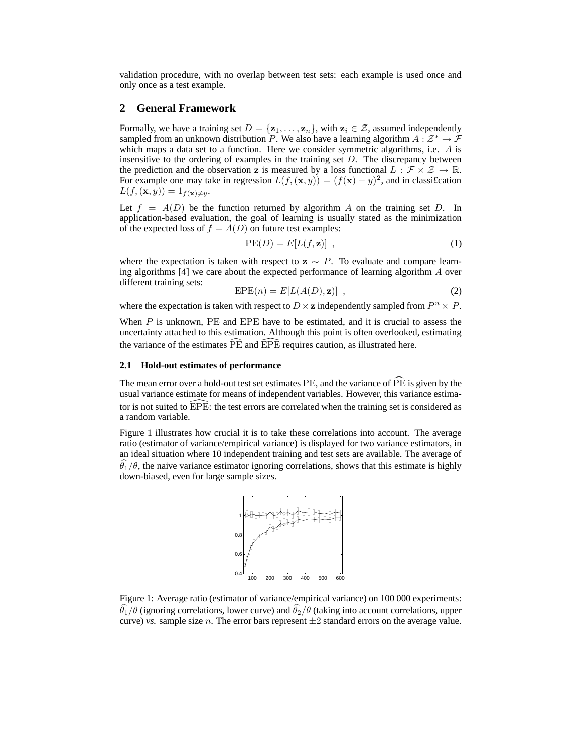validation procedure, with no overlap between test sets: each example is used once and only once as a test example.

## 2 General Framework

Formally, we have a training set $D = \{\mathbf{z}_1, \ldots, \mathbf{z}_n\}$, with $\mathbf{z}_i \in \mathcal{Z}$, assumed independently sampled from an unknown distribution $P$. We also have a learning algorithm $A : \mathcal{Z}^* \to \mathcal{F}$ which maps a data set to a function. Here we consider symmetric algorithms, i.e. $A$ is insensitive to the ordering of examples in the training set $D$. The discrepancy between the prediction and the observation $\mathbf{z}$ is measured by a loss functional $L : \mathcal{F} \times \mathcal{Z} \to \mathbb{R}$. For example one may take in regression $L(f, (\mathbf{x}, y)) = (f(\mathbf{x}) - y)^2$, and in classification $L(f, (\mathbf{x}, y)) = 1_{f(\mathbf{x}) \neq y}$.

Let $f = A(D)$ be the function returned by algorithm $A$ on the training set $D$. In application-based evaluation, the goal of learning is usually stated as the minimization of the expected loss of $f = A(D)$ on future test examples:

$$\mathrm{PE}(D) = E[L(f, \mathbf{z})] \ , \tag{1}$$

where the expectation is taken with respect to $\mathbf{z} \sim P$. To evaluate and compare learning algorithms [4] we care about the expected performance of learning algorithm $A$ over different training sets:

$$\mathrm{EPE}(n) = E[L(A(D), \mathbf{z})] \ , \tag{2}$$

where the expectation is taken with respect to $D \times \mathbf{z}$ independently sampled from $P^n \times P$.

When $P$ is unknown, PE and EPE have to be estimated, and it is crucial to assess the uncertainty attached to this estimation. Although this point is often overlooked, estimating the variance of the estimates $\widehat{\mathrm{PE}}$ and $\widehat{\mathrm{EPE}}$ requires caution, as illustrated here.

### 2.1 Hold-out estimates of performance

The mean error over a hold-out test set estimates PE, and the variance of $\widehat{\mathrm{PE}}$ is given by the usual variance estimate for means of independent variables. However, this variance estimator is not suited to $\widehat{\mathrm{EPE}}$: the test errors are correlated when the training set is considered as a random variable.

Figure 1 illustrates how crucial it is to take these correlations into account. The average ratio (estimator of variance/empirical variance) is displayed for two variance estimators, in an ideal situation where 10 independent training and test sets are available. The average of $\widehat{\theta}_1/\theta$, the naive variance estimator ignoring correlations, shows that this estimate is highly down-biased, even for large sample sizes.

Figure 1: Average ratio (estimator of variance/empirical variance) on 100 000 experiments: $\widehat{\theta}_1/\theta$ (ignoring correlations, lower curve) and $\widehat{\theta}_2/\theta$ (taking into account correlations, upper curve) *vs.* sample size $n$. The error bars represent $\pm 2$ standard errors on the average value.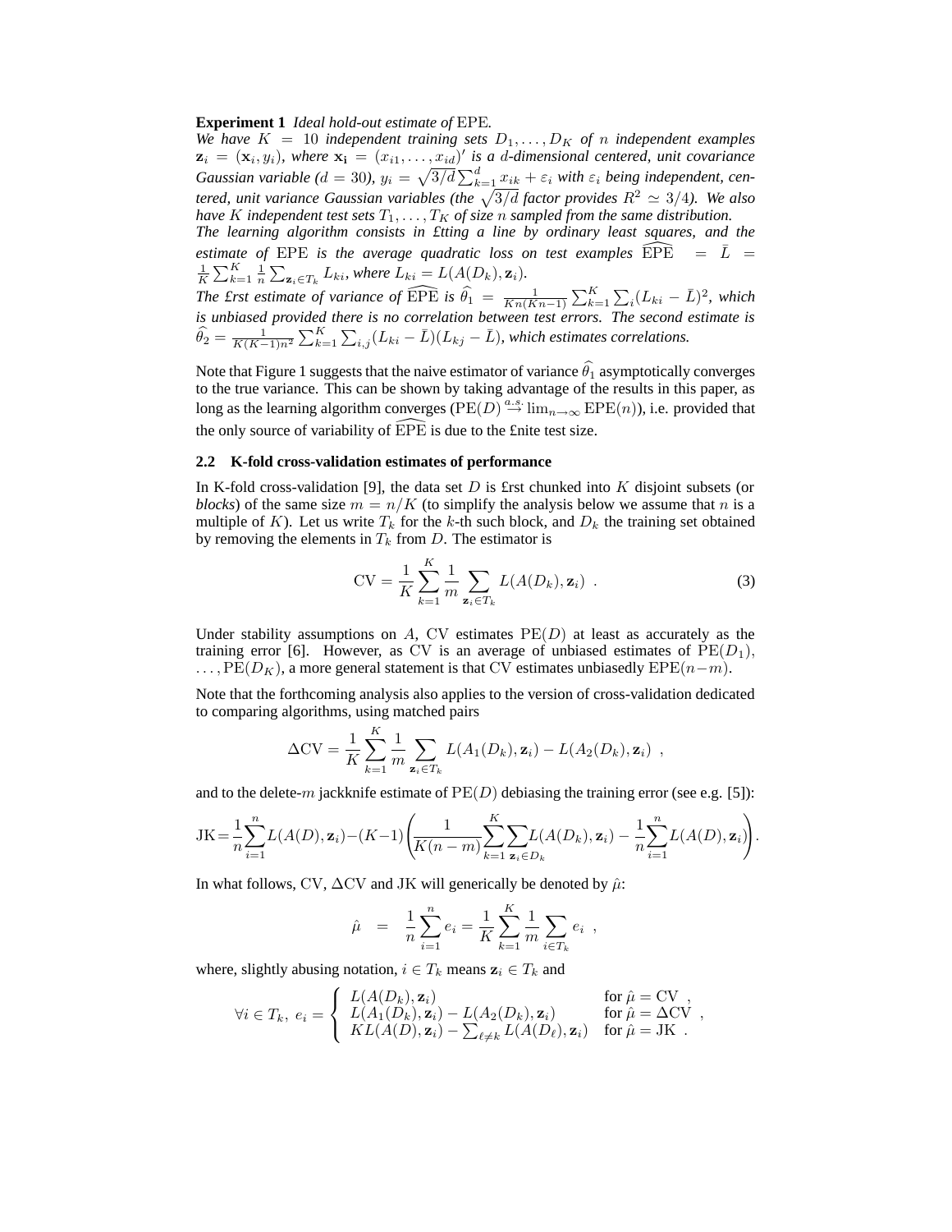**Experiment 1** *Ideal hold-out estimate of* EPE.

*We have $K = 10$ independent training sets $D_1, \ldots, D_K$ of $n$ independent examples $\mathbf{z}_i = (\mathbf{x}_i, y_i)$, where $\mathbf{x_i} = (x_{i1}, \ldots, x_{id})'$ is a $d$-dimensional centered, unit covariance Gaussian variable ($d = 30$), $y_i = \sqrt{3/d}\sum_{k=1}^{d} x_{ik} + \varepsilon_i$ with $\varepsilon_i$ being independent, centered, unit variance Gaussian variables (the $\sqrt{3/d}$ factor provides $R^2 \simeq 3/4$). We also have $K$ independent test sets $T_1, \ldots, T_K$ of size $n$ sampled from the same distribution.*

*The learning algorithm consists in £tting a line by ordinary least squares, and the estimate of* EPE *is the average quadratic loss on test examples $\widehat{\mathrm{EPE}} = \bar{L} = \frac{1}{K}\sum_{k=1}^{K}\frac{1}{n}\sum_{\mathbf{z}_i \in T_k} L_{ki}$, where $L_{ki} = L(A(D_k), \mathbf{z}_i)$.*

*The £rst estimate of variance of $\widehat{\mathrm{EPE}}$ is $\widehat{\theta}_1 = \frac{1}{Kn(Kn-1)}\sum_{k=1}^{K}\sum_i (L_{ki} - \bar{L})^2$, which is unbiased provided there is no correlation between test errors. The second estimate is $\widehat{\theta}_2 = \frac{1}{K(K-1)n^2}\sum_{k=1}^{K}\sum_{i,j}(L_{ki} - \bar{L})(L_{kj} - \bar{L})$, which estimates correlations.*

Note that Figure 1 suggests that the naive estimator of variance $\widehat{\theta}_1$ asymptotically converges to the true variance. This can be shown by taking advantage of the results in this paper, as long as the learning algorithm converges ($\mathrm{PE}(D) \stackrel{a.s.}{\rightarrow} \lim_{n\to\infty} \mathrm{EPE}(n)$), i.e. provided that the only source of variability of $\widehat{\mathrm{EPE}}$ is due to the £nite test size.

### 2.2 K-fold cross-validation estimates of performance

In K-fold cross-validation [9], the data set $D$ is £rst chunked into $K$ disjoint subsets (or *blocks*) of the same size $m = n/K$ (to simplify the analysis below we assume that $n$ is a multiple of $K$). Let us write $T_k$ for the $k$-th such block, and $D_k$ the training set obtained by removing the elements in $T_k$ from $D$. The estimator is

$$\mathrm{CV} = \frac{1}{K}\sum_{k=1}^{K}\frac{1}{m}\sum_{\mathbf{z}_i \in T_k} L(A(D_k), \mathbf{z}_i) \ . \tag{3}$$

Under stability assumptions on $A$, CV estimates $\mathrm{PE}(D)$ at least as accurately as the training error [6]. However, as CV is an average of unbiased estimates of $\mathrm{PE}(D_1)$, $\ldots, \mathrm{PE}(D_K)$, a more general statement is that CV estimates unbiasedly $\mathrm{EPE}(n-m)$.

Note that the forthcoming analysis also applies to the version of cross-validation dedicated to comparing algorithms, using matched pairs

$$\Delta\mathrm{CV} = \frac{1}{K}\sum_{k=1}^{K}\frac{1}{m}\sum_{\mathbf{z}_i \in T_k} L(A_1(D_k), \mathbf{z}_i) - L(A_2(D_k), \mathbf{z}_i) \ ,$$

and to the delete-$m$ jackknife estimate of $\mathrm{PE}(D)$ debiasing the training error (see e.g. [5]):

$$\mathrm{JK} = \frac{1}{n}\sum_{i=1}^{n} L(A(D), \mathbf{z}_i) - (K-1)\left(\frac{1}{K(n-m)}\sum_{k=1}^{K}\sum_{\mathbf{z}_i \in D_k} L(A(D_k), \mathbf{z}_i) - \frac{1}{n}\sum_{i=1}^{n} L(A(D), \mathbf{z}_i)\right).$$

In what follows, CV, $\Delta$CV and JK will generically be denoted by $\hat{\mu}$:

$$\hat{\mu} \;=\; \frac{1}{n}\sum_{i=1}^{n} e_i = \frac{1}{K}\sum_{k=1}^{K}\frac{1}{m}\sum_{i \in T_k} e_i \ ,$$

where, slightly abusing notation, $i \in T_k$ means $\mathbf{z}_i \in T_k$ and

$$\forall i \in T_k,\ e_i = \begin{cases} L(A(D_k), \mathbf{z}_i) & \text{for } \hat{\mu} = \mathrm{CV} \ , \\ L(A_1(D_k), \mathbf{z}_i) - L(A_2(D_k), \mathbf{z}_i) & \text{for } \hat{\mu} = \Delta\mathrm{CV} \ , \\ KL(A(D), \mathbf{z}_i) - \sum_{\ell \neq k} L(A(D_\ell), \mathbf{z}_i) & \text{for } \hat{\mu} = \mathrm{JK} \ . \end{cases}$$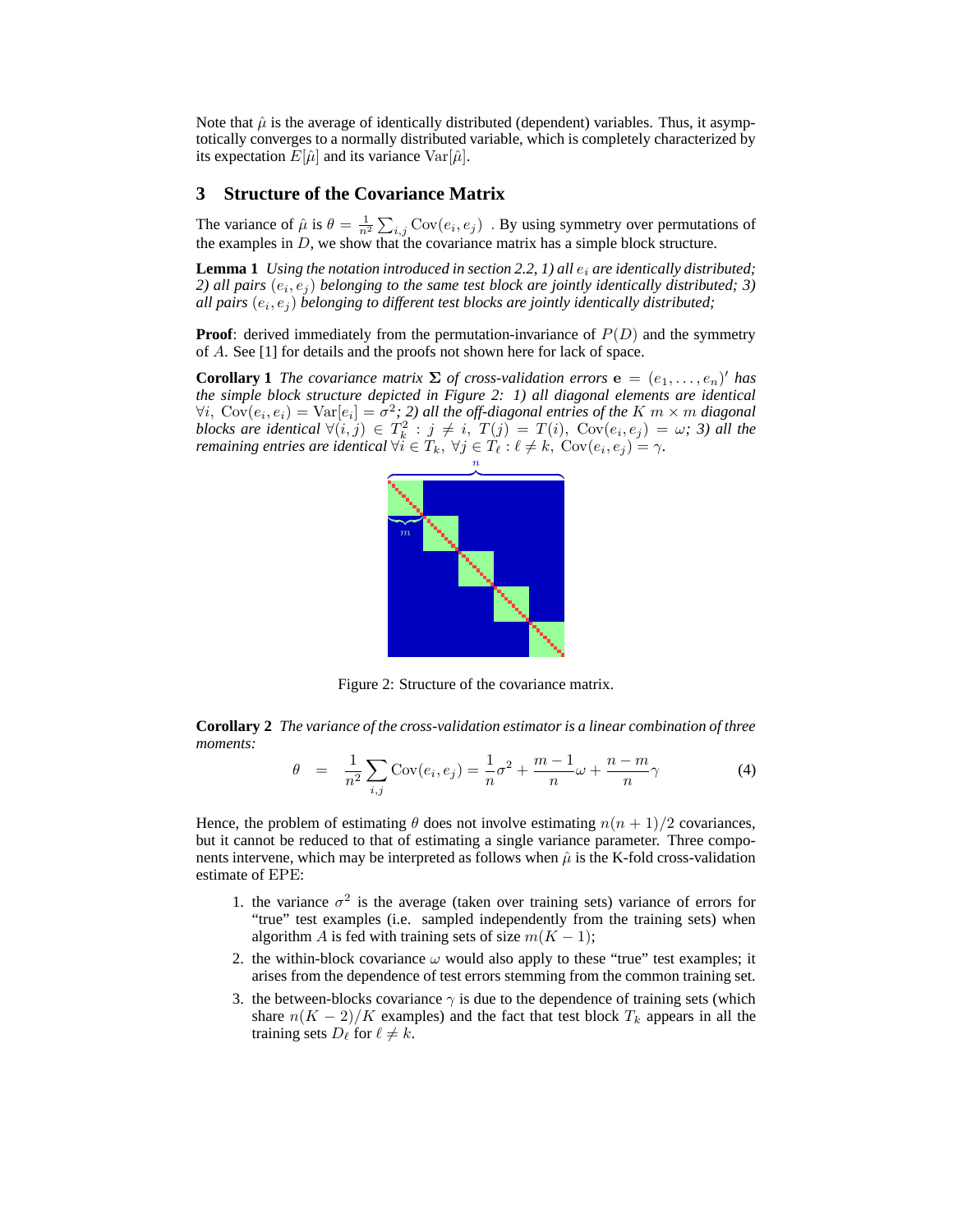Note that $\hat{\mu}$ is the average of identically distributed (dependent) variables. Thus, it asymptotically converges to a normally distributed variable, which is completely characterized by its expectation $E[\hat{\mu}]$ and its variance $\text{Var}[\hat{\mu}]$.

## 3 Structure of the Covariance Matrix

The variance of $\hat{\mu}$ is $\theta = \frac{1}{n^2} \sum_{i,j} \text{Cov}(e_i, e_j)$ . By using symmetry over permutations of the examples in $D$, we show that the covariance matrix has a simple block structure.

**Lemma 1** *Using the notation introduced in section 2.2, 1) all $e_i$ are identically distributed; 2) all pairs $(e_i, e_j)$ belonging to the same test block are jointly identically distributed; 3) all pairs $(e_i, e_j)$ belonging to different test blocks are jointly identically distributed;*

**Proof**: derived immediately from the permutation-invariance of $P(D)$ and the symmetry of $A$. See [1] for details and the proofs not shown here for lack of space.

**Corollary 1** *The covariance matrix $\mathbf{\Sigma}$ of cross-validation errors $\mathbf{e} = (e_1, \ldots, e_n)'$ has the simple block structure depicted in Figure 2: 1) all diagonal elements are identical $\forall i,\ \text{Cov}(e_i, e_i) = \text{Var}[e_i] = \sigma^2$; 2) all the off-diagonal entries of the $K$ $m \times m$ diagonal blocks are identical $\forall (i,j) \in T_k^2 : j \neq i,\ T(j) = T(i),\ \text{Cov}(e_i, e_j) = \omega$; 3) all the remaining entries are identical $\forall i \in T_k,\ \forall j \in T_\ell : \ell \neq k,\ \text{Cov}(e_i, e_j) = \gamma$.*

Figure 2: Structure of the covariance matrix.

**Corollary 2** *The variance of the cross-validation estimator is a linear combination of three moments:*

$$\theta = \frac{1}{n^2} \sum_{i,j} \text{Cov}(e_i, e_j) = \frac{1}{n}\sigma^2 + \frac{m-1}{n}\omega + \frac{n-m}{n}\gamma \tag{4}$$

Hence, the problem of estimating $\theta$ does not involve estimating $n(n+1)/2$ covariances, but it cannot be reduced to that of estimating a single variance parameter. Three components intervene, which may be interpreted as follows when $\hat{\mu}$ is the K-fold cross-validation estimate of EPE:

1. the variance $\sigma^2$ is the average (taken over training sets) variance of errors for "true" test examples (i.e. sampled independently from the training sets) when algorithm $A$ is fed with training sets of size $m(K-1)$;
2. the within-block covariance $\omega$ would also apply to these "true" test examples; it arises from the dependence of test errors stemming from the common training set.
3. the between-blocks covariance $\gamma$ is due to the dependence of training sets (which share $n(K-2)/K$ examples) and the fact that test block $T_k$ appears in all the training sets $D_\ell$ for $\ell \neq k$.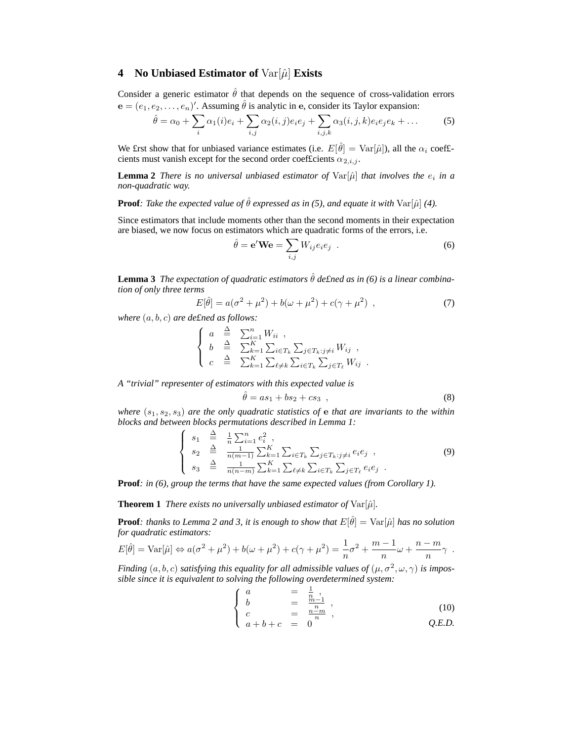## 4 No Unbiased Estimator of $\mathrm{Var}[\hat{\mu}]$ Exists

Consider a generic estimator $\hat{\theta}$ that depends on the sequence of cross-validation errors $\mathbf{e} = (e_1, e_2, \ldots, e_n)'$. Assuming $\hat{\theta}$ is analytic in $\mathbf{e}$, consider its Taylor expansion:

$$\hat{\theta} = \alpha_0 + \sum_i \alpha_1(i) e_i + \sum_{i,j} \alpha_2(i,j) e_i e_j + \sum_{i,j,k} \alpha_3(i,j,k) e_i e_j e_k + \ldots \tag{5}$$

We first show that for unbiased variance estimates (i.e. $E[\hat{\theta}] = \mathrm{Var}[\hat{\mu}]$), all the $\alpha_i$ coefficients must vanish except for the second order coefficients $\alpha_{2,i,j}$.

**Lemma 2** *There is no universal unbiased estimator of $\mathrm{Var}[\hat{\mu}]$ that involves the $e_i$ in a non-quadratic way.*

**Proof***: Take the expected value of $\hat{\theta}$ expressed as in (5), and equate it with $\mathrm{Var}[\hat{\mu}]$ (4).*

Since estimators that include moments other than the second moments in their expectation are biased, we now focus on estimators which are quadratic forms of the errors, i.e.

$$\hat{\theta} = \mathbf{e}'\mathbf{W}\mathbf{e} = \sum_{i,j} W_{ij} e_i e_j \ . \tag{6}$$

**Lemma 3** *The expectation of quadratic estimators $\hat{\theta}$ defined as in (6) is a linear combination of only three terms*

$$E[\hat{\theta}] = a(\sigma^2 + \mu^2) + b(\omega + \mu^2) + c(\gamma + \mu^2) \ , \tag{7}$$

*where $(a, b, c)$ are defined as follows:*

$$\begin{cases} a & \stackrel{\Delta}{=} & \sum_{i=1}^{n} W_{ii} \ , \\ b & \stackrel{\Delta}{=} & \sum_{k=1}^{K} \sum_{i \in T_k} \sum_{j \in T_k : j \neq i} W_{ij} \ , \\ c & \stackrel{\Delta}{=} & \sum_{k=1}^{K} \sum_{\ell \neq k} \sum_{i \in T_k} \sum_{j \in T_\ell} W_{ij} \ . \end{cases}$$

*A "trivial" representer of estimators with this expected value is*

$$\hat{\theta} = a s_1 + b s_2 + c s_3 \ , \tag{8}$$

*where $(s_1, s_2, s_3)$ are the only quadratic statistics of $\mathbf{e}$ that are invariants to the within blocks and between blocks permutations described in Lemma 1:*

$$\begin{cases} s_1 & \stackrel{\Delta}{=} & \frac{1}{n} \sum_{i=1}^{n} e_i^2 \ , \\ s_2 & \stackrel{\Delta}{=} & \frac{1}{n(m-1)} \sum_{k=1}^{K} \sum_{i \in T_k} \sum_{j \in T_k : j \neq i} e_i e_j \ , \\ s_3 & \stackrel{\Delta}{=} & \frac{1}{n(n-m)} \sum_{k=1}^{K} \sum_{\ell \neq k} \sum_{i \in T_k} \sum_{j \in T_\ell} e_i e_j \ . \end{cases} \tag{9}$$

**Proof***: in (6), group the terms that have the same expected values (from Corollary 1).*

**Theorem 1** *There exists no universally unbiased estimator of $\mathrm{Var}[\hat{\mu}]$.*

**Proof***: thanks to Lemma 2 and 3, it is enough to show that $E[\hat{\theta}] = \mathrm{Var}[\hat{\mu}]$ has no solution for quadratic estimators:*

$$E[\hat{\theta}] = \mathrm{Var}[\hat{\mu}] \Leftrightarrow a(\sigma^2 + \mu^2) + b(\omega + \mu^2) + c(\gamma + \mu^2) = \frac{1}{n}\sigma^2 + \frac{m-1}{n}\omega + \frac{n-m}{n}\gamma \ .$$

*Finding $(a, b, c)$ satisfying this equality for all admissible values of $(\mu, \sigma^2, \omega, \gamma)$ is impossible since it is equivalent to solving the following overdetermined system:*

$$\begin{cases} a & = & \frac{1}{n} \ , \\ b & = & \frac{m-1}{n} \ , \\ c & = & \frac{n-m}{n} \ , \\ a + b + c & = & 0 \end{cases} \tag{10}$$

*Q.E.D.*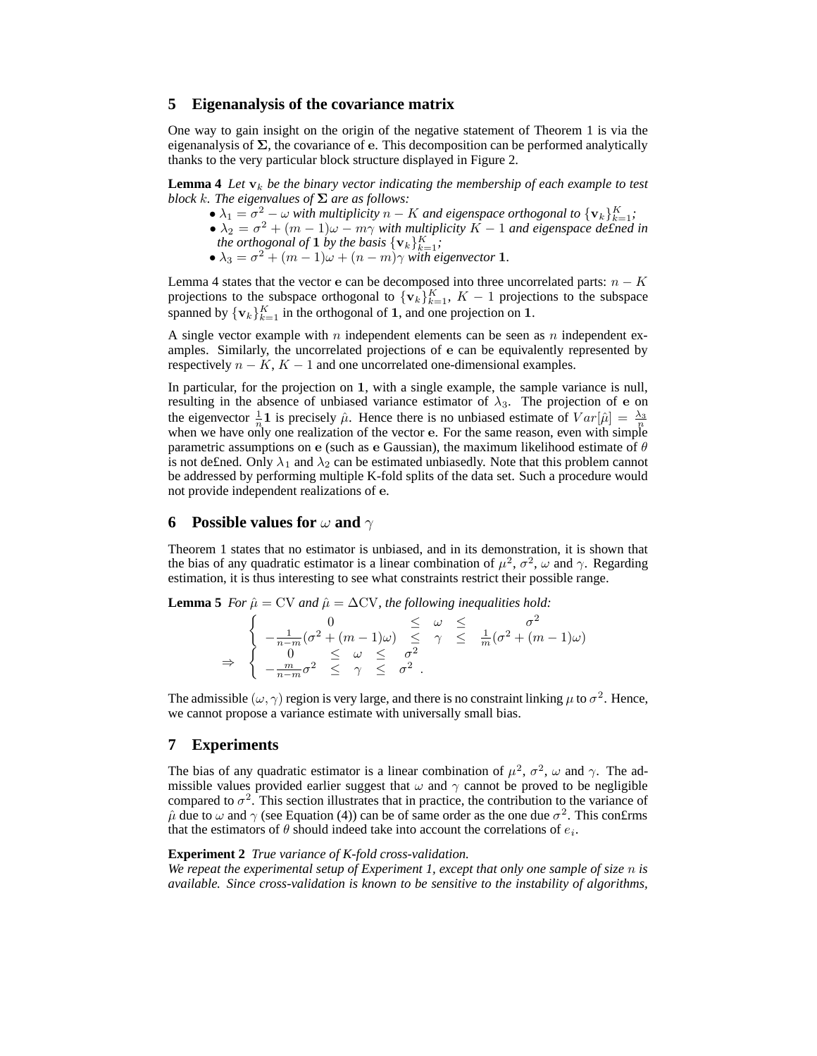## 5 Eigenanalysis of the covariance matrix

One way to gain insight on the origin of the negative statement of Theorem 1 is via the eigenanalysis of $\mathbf{\Sigma}$, the covariance of $\mathbf{e}$. This decomposition can be performed analytically thanks to the very particular block structure displayed in Figure 2.

**Lemma 4** *Let $\mathbf{v}_k$ be the binary vector indicating the membership of each example to test block $k$. The eigenvalues of $\mathbf{\Sigma}$ are as follows:*

- *$\lambda_1 = \sigma^2 - \omega$ with multiplicity $n - K$ and eigenspace orthogonal to $\{\mathbf{v}_k\}_{k=1}^K$;*
- *$\lambda_2 = \sigma^2 + (m-1)\omega - m\gamma$ with multiplicity $K - 1$ and eigenspace defined in the orthogonal of $\mathbf{1}$ by the basis $\{\mathbf{v}_k\}_{k=1}^K$;*
- *$\lambda_3 = \sigma^2 + (m-1)\omega + (n-m)\gamma$ with eigenvector $\mathbf{1}$.*

Lemma 4 states that the vector $\mathbf{e}$ can be decomposed into three uncorrelated parts: $n - K$ projections to the subspace orthogonal to $\{\mathbf{v}_k\}_{k=1}^K$, $K - 1$ projections to the subspace spanned by $\{\mathbf{v}_k\}_{k=1}^K$ in the orthogonal of $\mathbf{1}$, and one projection on $\mathbf{1}$.

A single vector example with $n$ independent elements can be seen as $n$ independent examples. Similarly, the uncorrelated projections of $\mathbf{e}$ can be equivalently represented by respectively $n - K$, $K - 1$ and one uncorrelated one-dimensional examples.

In particular, for the projection on $\mathbf{1}$, with a single example, the sample variance is null, resulting in the absence of unbiased variance estimator of $\lambda_3$. The projection of $\mathbf{e}$ on the eigenvector $\frac{1}{n}\mathbf{1}$ is precisely $\hat{\mu}$. Hence there is no unbiased estimate of $Var[\hat{\mu}] = \frac{\lambda_3}{n}$ when we have only one realization of the vector $\mathbf{e}$. For the same reason, even with simple parametric assumptions on $\mathbf{e}$ (such as $\mathbf{e}$ Gaussian), the maximum likelihood estimate of $\theta$ is not defined. Only $\lambda_1$ and $\lambda_2$ can be estimated unbiasedly. Note that this problem cannot be addressed by performing multiple K-fold splits of the data set. Such a procedure would not provide independent realizations of $\mathbf{e}$.

## 6 Possible values for $\omega$ and $\gamma$

Theorem 1 states that no estimator is unbiased, and in its demonstration, it is shown that the bias of any quadratic estimator is a linear combination of $\mu^2$, $\sigma^2$, $\omega$ and $\gamma$. Regarding estimation, it is thus interesting to see what constraints restrict their possible range.

**Lemma 5** *For $\hat{\mu} = \mathrm{CV}$ and $\hat{\mu} = \Delta\mathrm{CV}$, the following inequalities hold:*

$$
\begin{aligned}
&\left\{ \begin{array}{ccccc} 0 & \leq & \omega & \leq & \sigma^2 \\ -\frac{1}{n-m}(\sigma^2 + (m-1)\omega) & \leq & \gamma & \leq & \frac{1}{m}(\sigma^2 + (m-1)\omega) \end{array} \right. \\
\Rightarrow &\left\{ \begin{array}{ccccc} 0 & \leq & \omega & \leq & \sigma^2 \\ -\frac{m}{n-m}\sigma^2 & \leq & \gamma & \leq & \sigma^2 \end{array} \right. .
\end{aligned}
$$

The admissible $(\omega, \gamma)$ region is very large, and there is no constraint linking $\mu$ to $\sigma^2$. Hence, we cannot propose a variance estimate with universally small bias.

## 7 Experiments

The bias of any quadratic estimator is a linear combination of $\mu^2$, $\sigma^2$, $\omega$ and $\gamma$. The admissible values provided earlier suggest that $\omega$ and $\gamma$ cannot be proved to be negligible compared to $\sigma^2$. This section illustrates that in practice, the contribution to the variance of $\hat{\mu}$ due to $\omega$ and $\gamma$ (see Equation (4)) can be of same order as the one due $\sigma^2$. This confirms that the estimators of $\theta$ should indeed take into account the correlations of $e_i$.

**Experiment 2** *True variance of K-fold cross-validation.*
*We repeat the experimental setup of Experiment 1, except that only one sample of size $n$ is available. Since cross-validation is known to be sensitive to the instability of algorithms,*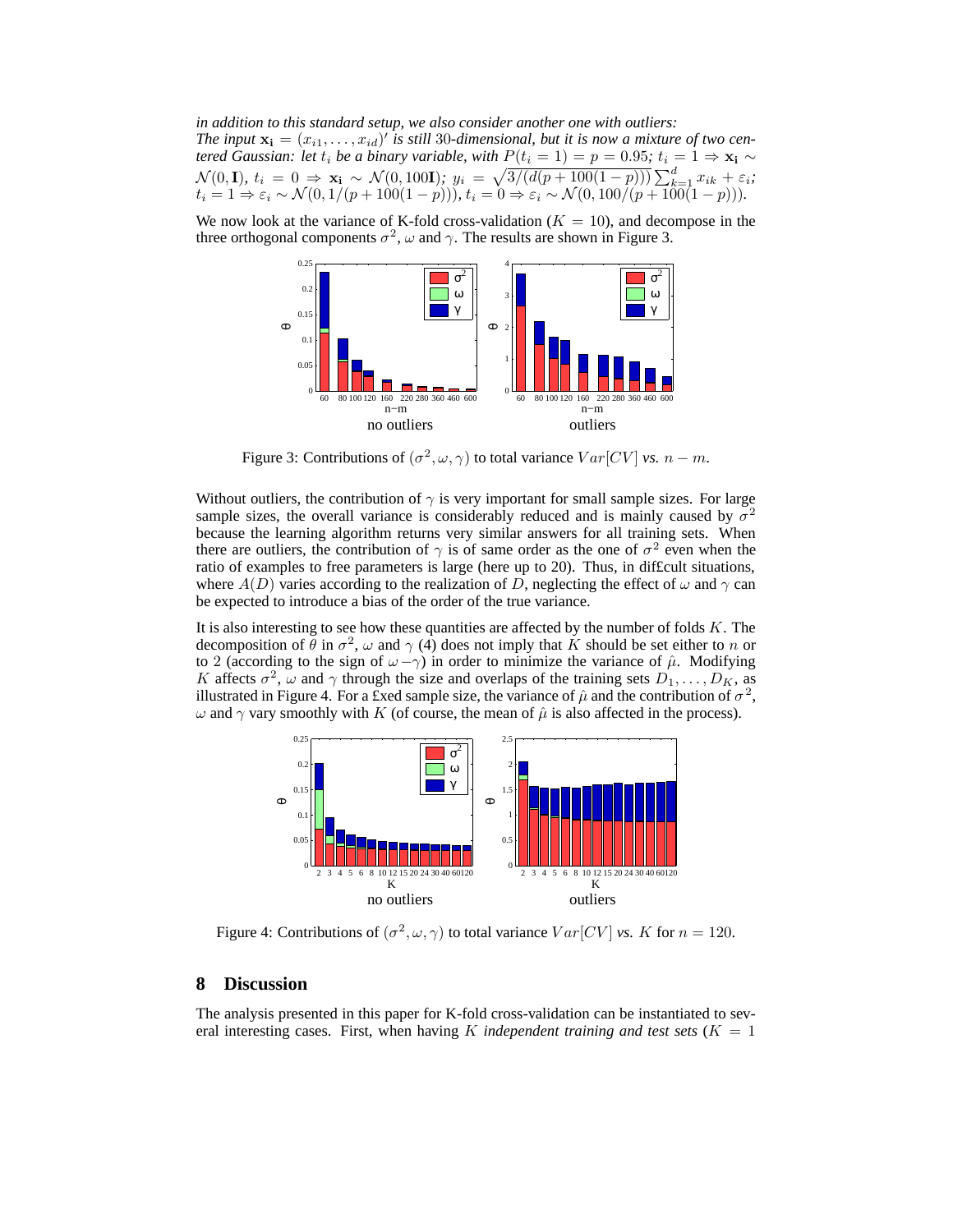*in addition to this standard setup, we also consider another one with outliers:*
*The input $\mathbf{x_i} = (x_{i1}, \ldots, x_{id})'$ is still 30-dimensional, but it is now a mixture of two centered Gaussian: let $t_i$ be a binary variable, with $P(t_i = 1) = p = 0.95$; $t_i = 1 \Rightarrow \mathbf{x_i} \sim \mathcal{N}(0, \mathbf{I})$, $t_i = 0 \Rightarrow \mathbf{x_i} \sim \mathcal{N}(0, 100\mathbf{I})$; $y_i = \sqrt{3/(d(p + 100(1-p)))} \sum_{k=1}^{d} x_{ik} + \varepsilon_i$; $t_i = 1 \Rightarrow \varepsilon_i \sim \mathcal{N}(0, 1/(p + 100(1-p)))$, $t_i = 0 \Rightarrow \varepsilon_i \sim \mathcal{N}(0, 100/(p + 100(1-p)))$.*

We now look at the variance of K-fold cross-validation ($K = 10$), and decompose in the three orthogonal components $\sigma^2$, $\omega$ and $\gamma$. The results are shown in Figure 3.

Figure 3: Contributions of $(\sigma^2, \omega, \gamma)$ to total variance $Var[CV]$ *vs.* $n - m$.

Without outliers, the contribution of $\gamma$ is very important for small sample sizes. For large sample sizes, the overall variance is considerably reduced and is mainly caused by $\sigma^2$ because the learning algorithm returns very similar answers for all training sets. When there are outliers, the contribution of $\gamma$ is of same order as the one of $\sigma^2$ even when the ratio of examples to free parameters is large (here up to 20). Thus, in difficult situations, where $A(D)$ varies according to the realization of $D$, neglecting the effect of $\omega$ and $\gamma$ can be expected to introduce a bias of the order of the true variance.

It is also interesting to see how these quantities are affected by the number of folds $K$. The decomposition of $\theta$ in $\sigma^2$, $\omega$ and $\gamma$ (4) does not imply that $K$ should be set either to $n$ or to 2 (according to the sign of $\omega - \gamma$) in order to minimize the variance of $\hat{\mu}$. Modifying $K$ affects $\sigma^2$, $\omega$ and $\gamma$ through the size and overlaps of the training sets $D_1, \ldots, D_K$, as illustrated in Figure 4. For a fixed sample size, the variance of $\hat{\mu}$ and the contribution of $\sigma^2$, $\omega$ and $\gamma$ vary smoothly with $K$ (of course, the mean of $\hat{\mu}$ is also affected in the process).

Figure 4: Contributions of $(\sigma^2, \omega, \gamma)$ to total variance $Var[CV]$ *vs.* $K$ for $n = 120$.

## 8 Discussion

The analysis presented in this paper for K-fold cross-validation can be instantiated to several interesting cases. First, when having $K$ *independent training and test sets* ($K = 1$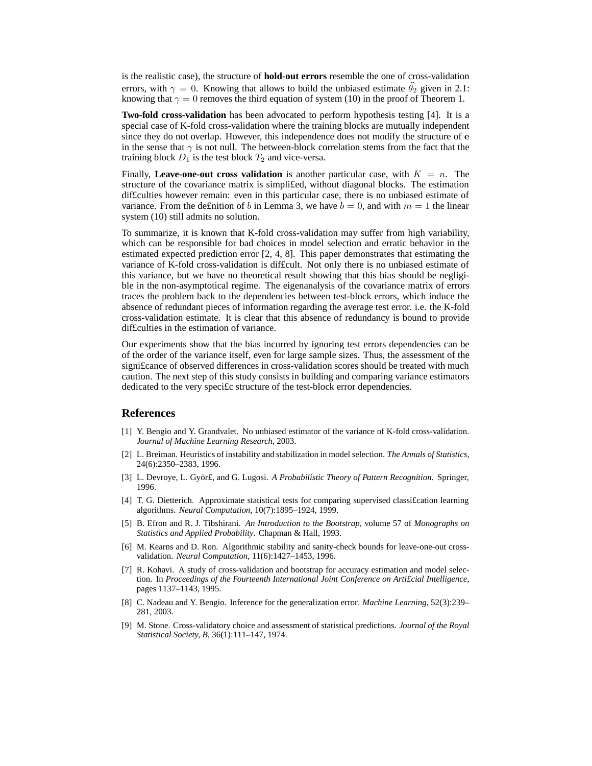is the realistic case), the structure of **hold-out errors** resemble the one of cross-validation errors, with $\gamma = 0$. Knowing that allows to build the unbiased estimate $\widehat{\theta}_2$ given in 2.1: knowing that $\gamma = 0$ removes the third equation of system (10) in the proof of Theorem 1.

**Two-fold cross-validation** has been advocated to perform hypothesis testing [4]. It is a special case of K-fold cross-validation where the training blocks are mutually independent since they do not overlap. However, this independence does not modify the structure of $\mathbf{e}$ in the sense that $\gamma$ is not null. The between-block correlation stems from the fact that the training block $D_1$ is the test block $T_2$ and vice-versa.

Finally, **Leave-one-out cross validation** is another particular case, with $K = n$. The structure of the covariance matrix is simplified, without diagonal blocks. The estimation difficulties however remain: even in this particular case, there is no unbiased estimate of variance. From the definition of $b$ in Lemma 3, we have $b = 0$, and with $m = 1$ the linear system (10) still admits no solution.

To summarize, it is known that K-fold cross-validation may suffer from high variability, which can be responsible for bad choices in model selection and erratic behavior in the estimated expected prediction error [2, 4, 8]. This paper demonstrates that estimating the variance of K-fold cross-validation is difficult. Not only there is no unbiased estimate of this variance, but we have no theoretical result showing that this bias should be negligible in the non-asymptotical regime. The eigenanalysis of the covariance matrix of errors traces the problem back to the dependencies between test-block errors, which induce the absence of redundant pieces of information regarding the average test error. i.e. the K-fold cross-validation estimate. It is clear that this absence of redundancy is bound to provide difficulties in the estimation of variance.

Our experiments show that the bias incurred by ignoring test errors dependencies can be of the order of the variance itself, even for large sample sizes. Thus, the assessment of the significance of observed differences in cross-validation scores should be treated with much caution. The next step of this study consists in building and comparing variance estimators dedicated to the very specific structure of the test-block error dependencies.

## References

[1] Y. Bengio and Y. Grandvalet. No unbiased estimator of the variance of K-fold cross-validation. *Journal of Machine Learning Research*, 2003.

[2] L. Breiman. Heuristics of instability and stabilization in model selection. *The Annals of Statistics*, 24(6):2350–2383, 1996.

[3] L. Devroye, L. Györfi, and G. Lugosi. *A Probabilistic Theory of Pattern Recognition*. Springer, 1996.

[4] T. G. Dietterich. Approximate statistical tests for comparing supervised classification learning algorithms. *Neural Computation*, 10(7):1895–1924, 1999.

[5] B. Efron and R. J. Tibshirani. *An Introduction to the Bootstrap*, volume 57 of *Monographs on Statistics and Applied Probability*. Chapman & Hall, 1993.

[6] M. Kearns and D. Ron. Algorithmic stability and sanity-check bounds for leave-one-out cross-validation. *Neural Computation*, 11(6):1427–1453, 1996.

[7] R. Kohavi. A study of cross-validation and bootstrap for accuracy estimation and model selection. In *Proceedings of the Fourteenth International Joint Conference on Artificial Intelligence*, pages 1137–1143, 1995.

[8] C. Nadeau and Y. Bengio. Inference for the generalization error. *Machine Learning*, 52(3):239–281, 2003.

[9] M. Stone. Cross-validatory choice and assessment of statistical predictions. *Journal of the Royal Statistical Society, B*, 36(1):111–147, 1974.